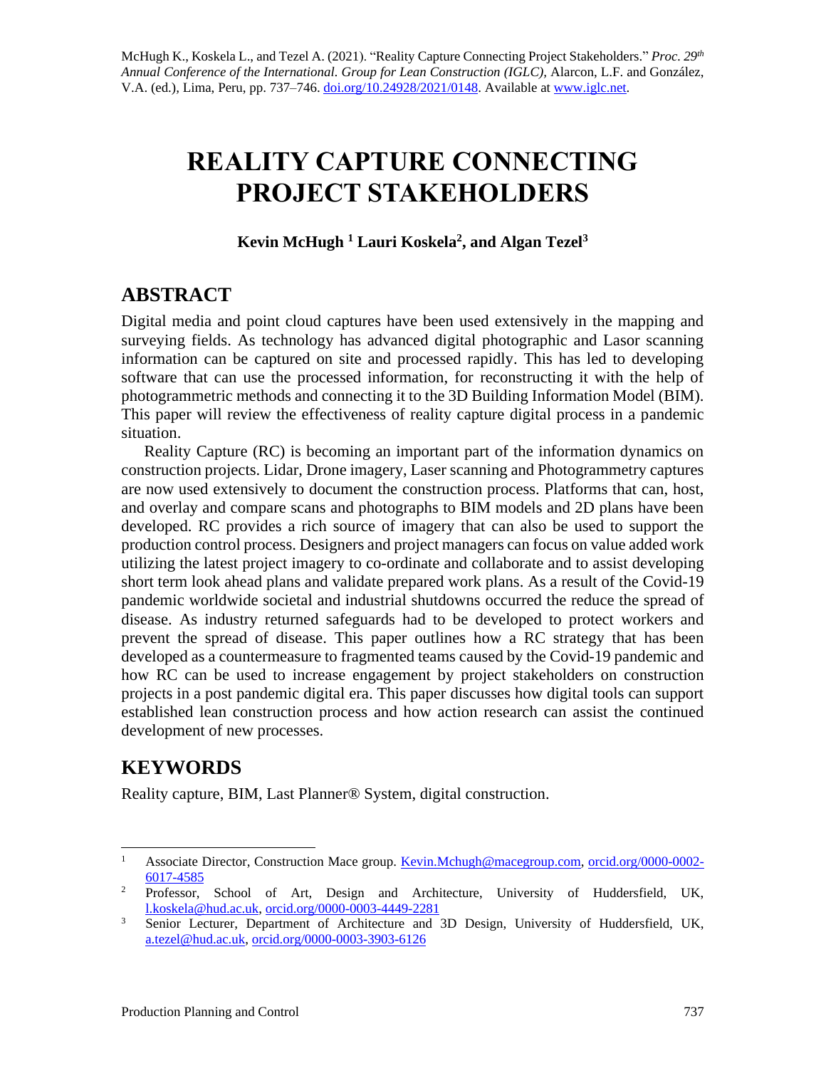McHugh K., Koskela L., and Tezel A. (2021). "Reality Capture Connecting Project Stakeholders." *Proc. 29th Annual Conference of the International. Group for Lean Construction (IGLC),* Alarcon, L.F. and González, V.A. (ed.), Lima, Peru, pp. 737–746. doi.org/10.24928/2021/0148. Available at www.iglc.net.

# REALITY CAPTURE CONNECTING PROJECT STAKEHOLDERS

**Kevin McHugh [1] Lauri Koskela[2], and Algan Tezel[3]**

## ABSTRACT

Digital media and point cloud captures have been used extensively in the mapping and surveying fields. As technology has advanced digital photographic and Lasor scanning information can be captured on site and processed rapidly. This has led to developing software that can use the processed information, for reconstructing it with the help of photogrammetric methods and connecting it to the 3D Building Information Model (BIM). This paper will review the effectiveness of reality capture digital process in a pandemic situation.

Reality Capture (RC) is becoming an important part of the information dynamics on construction projects. Lidar, Drone imagery, Laser scanning and Photogrammetry captures are now used extensively to document the construction process. Platforms that can, host, and overlay and compare scans and photographs to BIM models and 2D plans have been developed. RC provides a rich source of imagery that can also be used to support the production control process. Designers and project managers can focus on value added work utilizing the latest project imagery to co-ordinate and collaborate and to assist developing short term look ahead plans and validate prepared work plans. As a result of the Covid-19 pandemic worldwide societal and industrial shutdowns occurred the reduce the spread of disease. As industry returned safeguards had to be developed to protect workers and prevent the spread of disease. This paper outlines how a RC strategy that has been developed as a countermeasure to fragmented teams caused by the Covid-19 pandemic and how RC can be used to increase engagement by project stakeholders on construction projects in a post pandemic digital era. This paper discusses how digital tools can support established lean construction process and how action research can assist the continued development of new processes.

## KEYWORDS

Reality capture, BIM, Last Planner® System, digital construction.

---

[1] Associate Director, Construction Mace group. Kevin.Mchugh@macegroup.com, orcid.org/0000-0002-6017-4585

[2] Professor, School of Art, Design and Architecture, University of Huddersfield, UK, l.koskela@hud.ac.uk, orcid.org/0000-0003-4449-2281

[3] Senior Lecturer, Department of Architecture and 3D Design, University of Huddersfield, UK, a.tezel@hud.ac.uk, orcid.org/0000-0003-3903-6126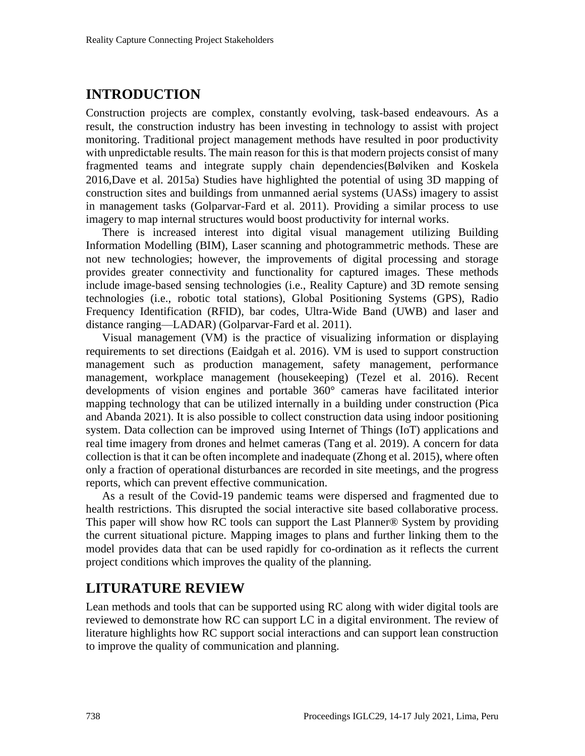## INTRODUCTION

Construction projects are complex, constantly evolving, task-based endeavours. As a result, the construction industry has been investing in technology to assist with project monitoring. Traditional project management methods have resulted in poor productivity with unpredictable results. The main reason for this is that modern projects consist of many fragmented teams and integrate supply chain dependencies(Bølviken and Koskela 2016,Dave et al. 2015a) Studies have highlighted the potential of using 3D mapping of construction sites and buildings from unmanned aerial systems (UASs) imagery to assist in management tasks (Golparvar-Fard et al. 2011). Providing a similar process to use imagery to map internal structures would boost productivity for internal works.

There is increased interest into digital visual management utilizing Building Information Modelling (BIM), Laser scanning and photogrammetric methods. These are not new technologies; however, the improvements of digital processing and storage provides greater connectivity and functionality for captured images. These methods include image-based sensing technologies (i.e., Reality Capture) and 3D remote sensing technologies (i.e., robotic total stations), Global Positioning Systems (GPS), Radio Frequency Identification (RFID), bar codes, Ultra-Wide Band (UWB) and laser and distance ranging—LADAR) (Golparvar-Fard et al. 2011).

Visual management (VM) is the practice of visualizing information or displaying requirements to set directions (Eaidgah et al. 2016). VM is used to support construction management such as production management, safety management, performance management, workplace management (housekeeping) (Tezel et al. 2016). Recent developments of vision engines and portable 360° cameras have facilitated interior mapping technology that can be utilized internally in a building under construction (Pica and Abanda 2021). It is also possible to collect construction data using indoor positioning system. Data collection can be improved using Internet of Things (IoT) applications and real time imagery from drones and helmet cameras (Tang et al. 2019). A concern for data collection is that it can be often incomplete and inadequate (Zhong et al. 2015), where often only a fraction of operational disturbances are recorded in site meetings, and the progress reports, which can prevent effective communication.

As a result of the Covid-19 pandemic teams were dispersed and fragmented due to health restrictions. This disrupted the social interactive site based collaborative process. This paper will show how RC tools can support the Last Planner® System by providing the current situational picture. Mapping images to plans and further linking them to the model provides data that can be used rapidly for co-ordination as it reflects the current project conditions which improves the quality of the planning.

## LITURATURE REVIEW

Lean methods and tools that can be supported using RC along with wider digital tools are reviewed to demonstrate how RC can support LC in a digital environment. The review of literature highlights how RC support social interactions and can support lean construction to improve the quality of communication and planning.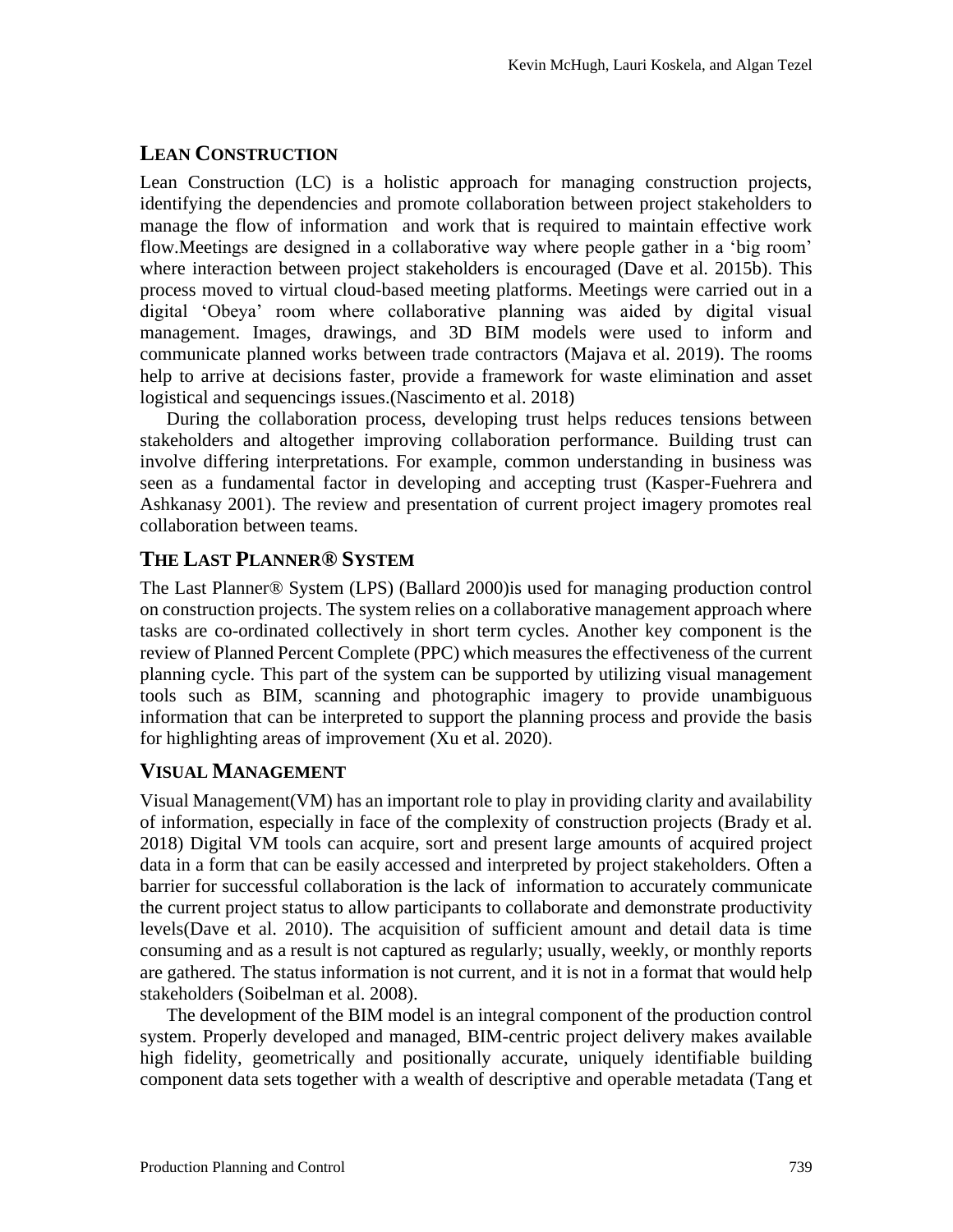## LEAN CONSTRUCTION

Lean Construction (LC) is a holistic approach for managing construction projects, identifying the dependencies and promote collaboration between project stakeholders to manage the flow of information and work that is required to maintain effective work flow.Meetings are designed in a collaborative way where people gather in a 'big room' where interaction between project stakeholders is encouraged (Dave et al. 2015b). This process moved to virtual cloud-based meeting platforms. Meetings were carried out in a digital 'Obeya' room where collaborative planning was aided by digital visual management. Images, drawings, and 3D BIM models were used to inform and communicate planned works between trade contractors (Majava et al. 2019). The rooms help to arrive at decisions faster, provide a framework for waste elimination and asset logistical and sequencings issues.(Nascimento et al. 2018)

During the collaboration process, developing trust helps reduces tensions between stakeholders and altogether improving collaboration performance. Building trust can involve differing interpretations. For example, common understanding in business was seen as a fundamental factor in developing and accepting trust (Kasper-Fuehrera and Ashkanasy 2001). The review and presentation of current project imagery promotes real collaboration between teams.

## THE LAST PLANNER® SYSTEM

The Last Planner® System (LPS) (Ballard 2000)is used for managing production control on construction projects. The system relies on a collaborative management approach where tasks are co-ordinated collectively in short term cycles. Another key component is the review of Planned Percent Complete (PPC) which measures the effectiveness of the current planning cycle. This part of the system can be supported by utilizing visual management tools such as BIM, scanning and photographic imagery to provide unambiguous information that can be interpreted to support the planning process and provide the basis for highlighting areas of improvement (Xu et al. 2020).

## VISUAL MANAGEMENT

Visual Management(VM) has an important role to play in providing clarity and availability of information, especially in face of the complexity of construction projects (Brady et al. 2018) Digital VM tools can acquire, sort and present large amounts of acquired project data in a form that can be easily accessed and interpreted by project stakeholders. Often a barrier for successful collaboration is the lack of information to accurately communicate the current project status to allow participants to collaborate and demonstrate productivity levels(Dave et al. 2010). The acquisition of sufficient amount and detail data is time consuming and as a result is not captured as regularly; usually, weekly, or monthly reports are gathered. The status information is not current, and it is not in a format that would help stakeholders (Soibelman et al. 2008).

The development of the BIM model is an integral component of the production control system. Properly developed and managed, BIM-centric project delivery makes available high fidelity, geometrically and positionally accurate, uniquely identifiable building component data sets together with a wealth of descriptive and operable metadata (Tang et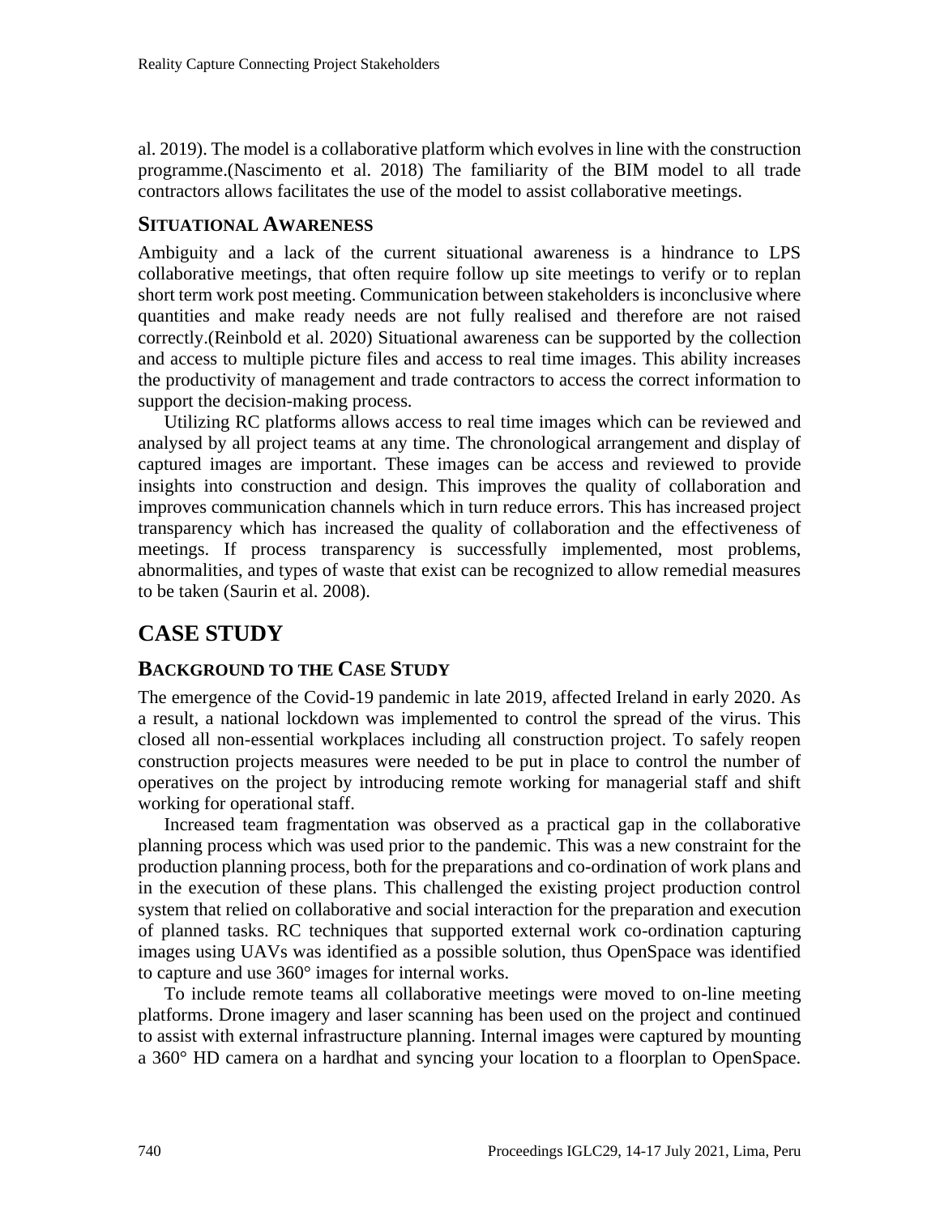al. 2019). The model is a collaborative platform which evolves in line with the construction programme.(Nascimento et al. 2018) The familiarity of the BIM model to all trade contractors allows facilitates the use of the model to assist collaborative meetings.

### SITUATIONAL AWARENESS

Ambiguity and a lack of the current situational awareness is a hindrance to LPS collaborative meetings, that often require follow up site meetings to verify or to replan short term work post meeting. Communication between stakeholders is inconclusive where quantities and make ready needs are not fully realised and therefore are not raised correctly.(Reinbold et al. 2020) Situational awareness can be supported by the collection and access to multiple picture files and access to real time images. This ability increases the productivity of management and trade contractors to access the correct information to support the decision-making process.

Utilizing RC platforms allows access to real time images which can be reviewed and analysed by all project teams at any time. The chronological arrangement and display of captured images are important. These images can be access and reviewed to provide insights into construction and design. This improves the quality of collaboration and improves communication channels which in turn reduce errors. This has increased project transparency which has increased the quality of collaboration and the effectiveness of meetings. If process transparency is successfully implemented, most problems, abnormalities, and types of waste that exist can be recognized to allow remedial measures to be taken (Saurin et al. 2008).

## CASE STUDY

### BACKGROUND TO THE CASE STUDY

The emergence of the Covid-19 pandemic in late 2019, affected Ireland in early 2020. As a result, a national lockdown was implemented to control the spread of the virus. This closed all non-essential workplaces including all construction project. To safely reopen construction projects measures were needed to be put in place to control the number of operatives on the project by introducing remote working for managerial staff and shift working for operational staff.

Increased team fragmentation was observed as a practical gap in the collaborative planning process which was used prior to the pandemic. This was a new constraint for the production planning process, both for the preparations and co-ordination of work plans and in the execution of these plans. This challenged the existing project production control system that relied on collaborative and social interaction for the preparation and execution of planned tasks. RC techniques that supported external work co-ordination capturing images using UAVs was identified as a possible solution, thus OpenSpace was identified to capture and use 360° images for internal works.

To include remote teams all collaborative meetings were moved to on-line meeting platforms. Drone imagery and laser scanning has been used on the project and continued to assist with external infrastructure planning. Internal images were captured by mounting a 360° HD camera on a hardhat and syncing your location to a floorplan to OpenSpace.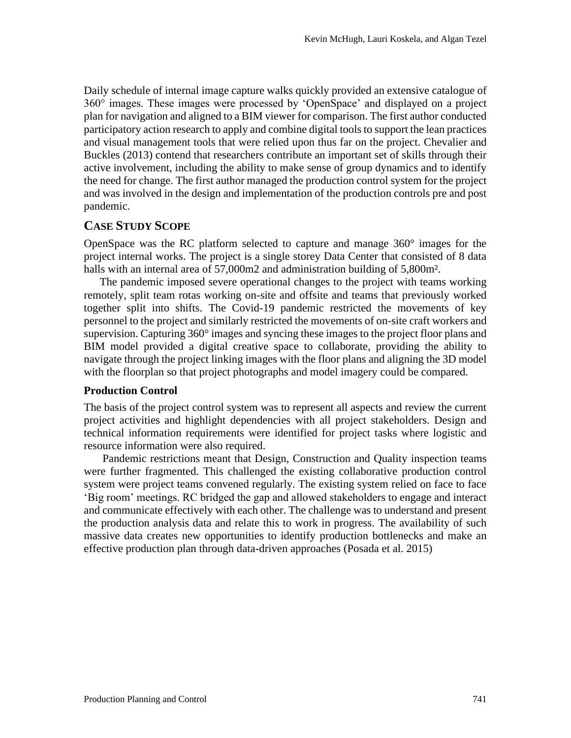Daily schedule of internal image capture walks quickly provided an extensive catalogue of 360° images. These images were processed by 'OpenSpace' and displayed on a project plan for navigation and aligned to a BIM viewer for comparison. The first author conducted participatory action research to apply and combine digital tools to support the lean practices and visual management tools that were relied upon thus far on the project. Chevalier and Buckles (2013) contend that researchers contribute an important set of skills through their active involvement, including the ability to make sense of group dynamics and to identify the need for change. The first author managed the production control system for the project and was involved in the design and implementation of the production controls pre and post pandemic.

## CASE STUDY SCOPE

OpenSpace was the RC platform selected to capture and manage 360° images for the project internal works. The project is a single storey Data Center that consisted of 8 data halls with an internal area of 57,000m2 and administration building of 5,800m².

The pandemic imposed severe operational changes to the project with teams working remotely, split team rotas working on-site and offsite and teams that previously worked together split into shifts. The Covid-19 pandemic restricted the movements of key personnel to the project and similarly restricted the movements of on-site craft workers and supervision. Capturing 360° images and syncing these images to the project floor plans and BIM model provided a digital creative space to collaborate, providing the ability to navigate through the project linking images with the floor plans and aligning the 3D model with the floorplan so that project photographs and model imagery could be compared.

### Production Control

The basis of the project control system was to represent all aspects and review the current project activities and highlight dependencies with all project stakeholders. Design and technical information requirements were identified for project tasks where logistic and resource information were also required.

Pandemic restrictions meant that Design, Construction and Quality inspection teams were further fragmented. This challenged the existing collaborative production control system were project teams convened regularly. The existing system relied on face to face 'Big room' meetings. RC bridged the gap and allowed stakeholders to engage and interact and communicate effectively with each other. The challenge was to understand and present the production analysis data and relate this to work in progress. The availability of such massive data creates new opportunities to identify production bottlenecks and make an effective production plan through data-driven approaches (Posada et al. 2015)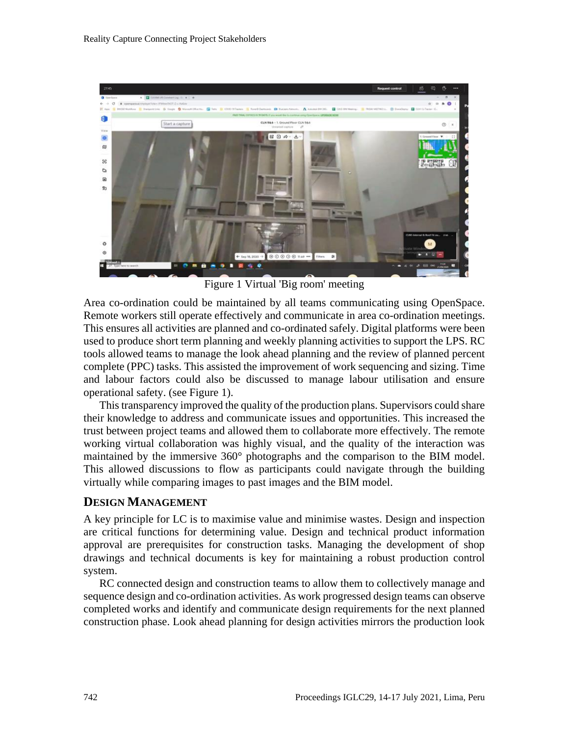Figure 1 Virtual 'Big room' meeting

Area co-ordination could be maintained by all teams communicating using OpenSpace. Remote workers still operate effectively and communicate in area co-ordination meetings. This ensures all activities are planned and co-ordinated safely. Digital platforms were been used to produce short term planning and weekly planning activities to support the LPS. RC tools allowed teams to manage the look ahead planning and the review of planned percent complete (PPC) tasks. This assisted the improvement of work sequencing and sizing. Time and labour factors could also be discussed to manage labour utilisation and ensure operational safety. (see Figure 1).

This transparency improved the quality of the production plans. Supervisors could share their knowledge to address and communicate issues and opportunities. This increased the trust between project teams and allowed them to collaborate more effectively. The remote working virtual collaboration was highly visual, and the quality of the interaction was maintained by the immersive 360° photographs and the comparison to the BIM model. This allowed discussions to flow as participants could navigate through the building virtually while comparing images to past images and the BIM model.

## DESIGN MANAGEMENT

A key principle for LC is to maximise value and minimise wastes. Design and inspection are critical functions for determining value. Design and technical product information approval are prerequisites for construction tasks. Managing the development of shop drawings and technical documents is key for maintaining a robust production control system.

RC connected design and construction teams to allow them to collectively manage and sequence design and co-ordination activities. As work progressed design teams can observe completed works and identify and communicate design requirements for the next planned construction phase. Look ahead planning for design activities mirrors the production look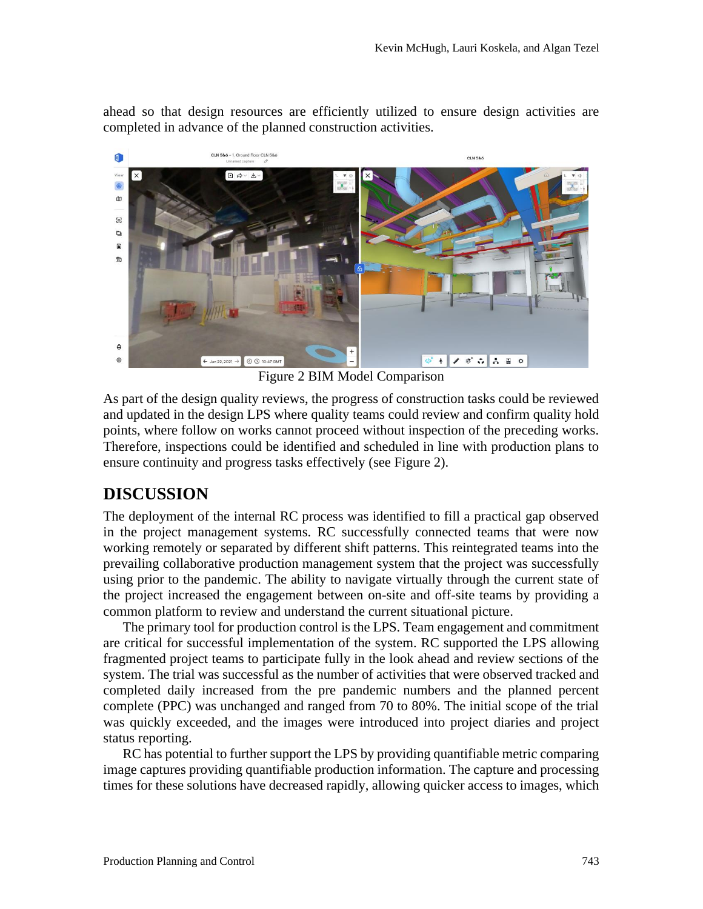ahead so that design resources are efficiently utilized to ensure design activities are completed in advance of the planned construction activities.

Figure 2 BIM Model Comparison

As part of the design quality reviews, the progress of construction tasks could be reviewed and updated in the design LPS where quality teams could review and confirm quality hold points, where follow on works cannot proceed without inspection of the preceding works. Therefore, inspections could be identified and scheduled in line with production plans to ensure continuity and progress tasks effectively (see Figure 2).

## DISCUSSION

The deployment of the internal RC process was identified to fill a practical gap observed in the project management systems. RC successfully connected teams that were now working remotely or separated by different shift patterns. This reintegrated teams into the prevailing collaborative production management system that the project was successfully using prior to the pandemic. The ability to navigate virtually through the current state of the project increased the engagement between on-site and off-site teams by providing a common platform to review and understand the current situational picture.

The primary tool for production control is the LPS. Team engagement and commitment are critical for successful implementation of the system. RC supported the LPS allowing fragmented project teams to participate fully in the look ahead and review sections of the system. The trial was successful as the number of activities that were observed tracked and completed daily increased from the pre pandemic numbers and the planned percent complete (PPC) was unchanged and ranged from 70 to 80%. The initial scope of the trial was quickly exceeded, and the images were introduced into project diaries and project status reporting.

RC has potential to further support the LPS by providing quantifiable metric comparing image captures providing quantifiable production information. The capture and processing times for these solutions have decreased rapidly, allowing quicker access to images, which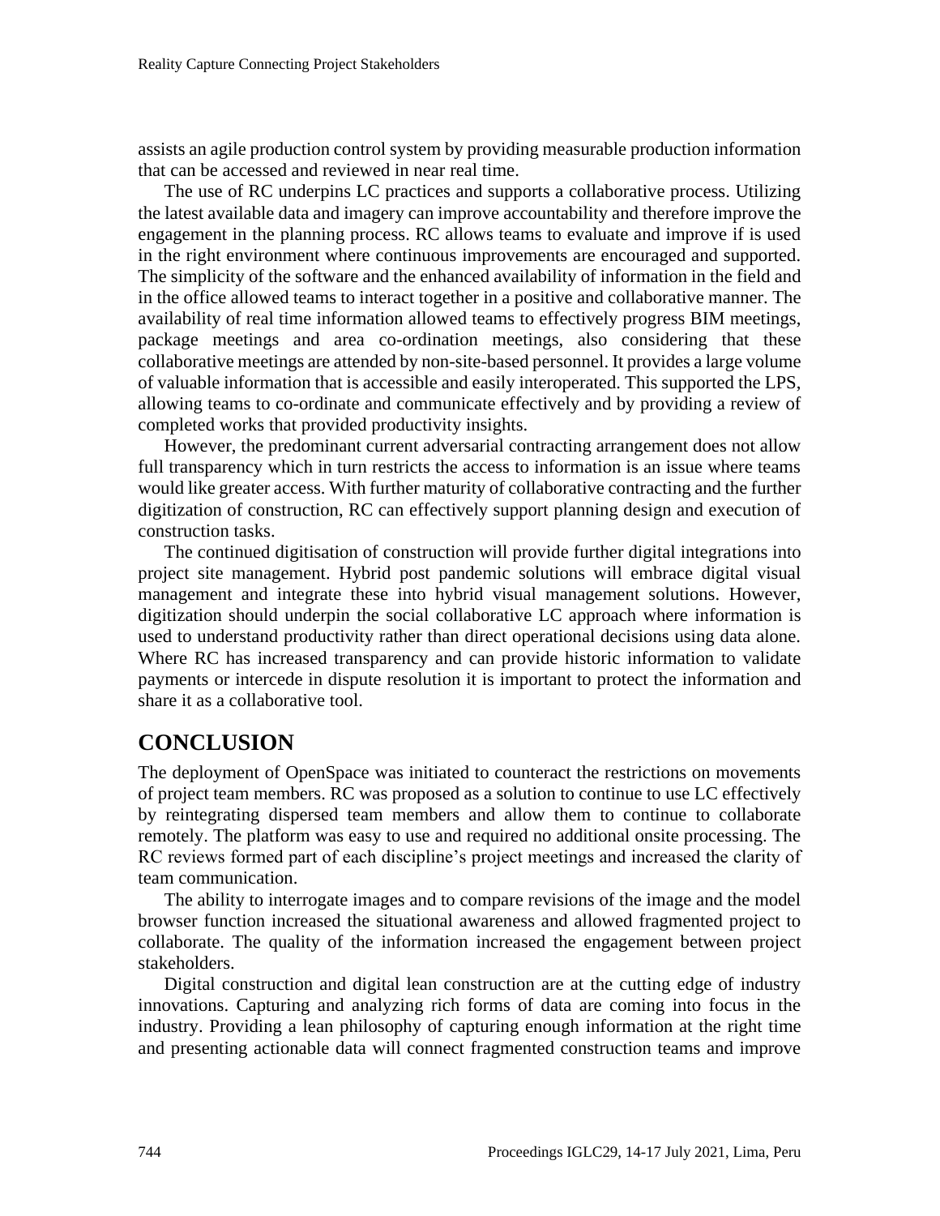assists an agile production control system by providing measurable production information that can be accessed and reviewed in near real time.

The use of RC underpins LC practices and supports a collaborative process. Utilizing the latest available data and imagery can improve accountability and therefore improve the engagement in the planning process. RC allows teams to evaluate and improve if is used in the right environment where continuous improvements are encouraged and supported. The simplicity of the software and the enhanced availability of information in the field and in the office allowed teams to interact together in a positive and collaborative manner. The availability of real time information allowed teams to effectively progress BIM meetings, package meetings and area co-ordination meetings, also considering that these collaborative meetings are attended by non-site-based personnel. It provides a large volume of valuable information that is accessible and easily interoperated. This supported the LPS, allowing teams to co-ordinate and communicate effectively and by providing a review of completed works that provided productivity insights.

However, the predominant current adversarial contracting arrangement does not allow full transparency which in turn restricts the access to information is an issue where teams would like greater access. With further maturity of collaborative contracting and the further digitization of construction, RC can effectively support planning design and execution of construction tasks.

The continued digitisation of construction will provide further digital integrations into project site management. Hybrid post pandemic solutions will embrace digital visual management and integrate these into hybrid visual management solutions. However, digitization should underpin the social collaborative LC approach where information is used to understand productivity rather than direct operational decisions using data alone. Where RC has increased transparency and can provide historic information to validate payments or intercede in dispute resolution it is important to protect the information and share it as a collaborative tool.

## CONCLUSION

The deployment of OpenSpace was initiated to counteract the restrictions on movements of project team members. RC was proposed as a solution to continue to use LC effectively by reintegrating dispersed team members and allow them to continue to collaborate remotely. The platform was easy to use and required no additional onsite processing. The RC reviews formed part of each discipline's project meetings and increased the clarity of team communication.

The ability to interrogate images and to compare revisions of the image and the model browser function increased the situational awareness and allowed fragmented project to collaborate. The quality of the information increased the engagement between project stakeholders.

Digital construction and digital lean construction are at the cutting edge of industry innovations. Capturing and analyzing rich forms of data are coming into focus in the industry. Providing a lean philosophy of capturing enough information at the right time and presenting actionable data will connect fragmented construction teams and improve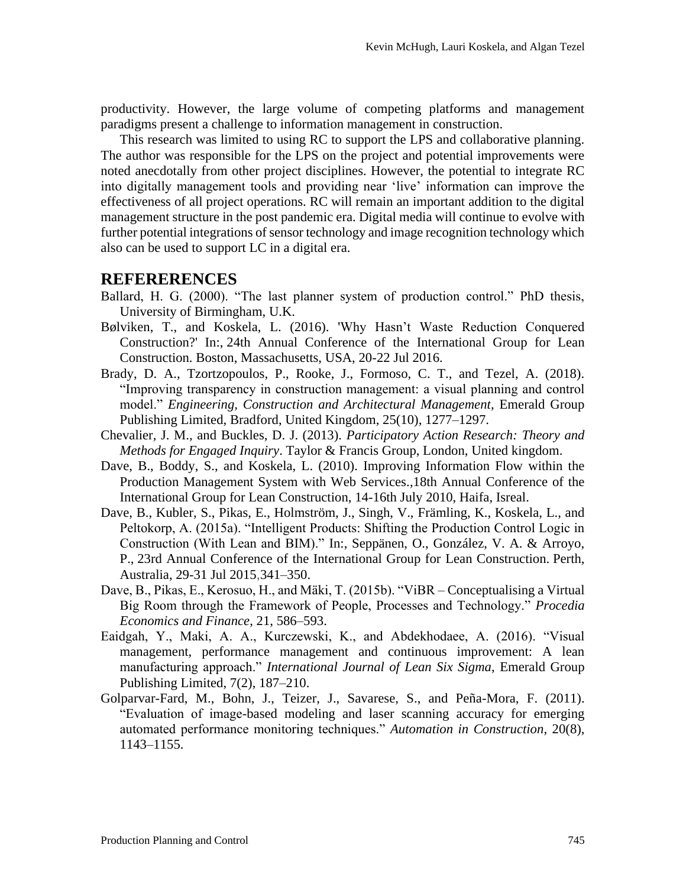productivity. However, the large volume of competing platforms and management paradigms present a challenge to information management in construction.

This research was limited to using RC to support the LPS and collaborative planning. The author was responsible for the LPS on the project and potential improvements were noted anecdotally from other project disciplines. However, the potential to integrate RC into digitally management tools and providing near 'live' information can improve the effectiveness of all project operations. RC will remain an important addition to the digital management structure in the post pandemic era. Digital media will continue to evolve with further potential integrations of sensor technology and image recognition technology which also can be used to support LC in a digital era.

## REFERERENCES

Ballard, H. G. (2000). "The last planner system of production control." PhD thesis, University of Birmingham, U.K.

Bølviken, T., and Koskela, L. (2016). 'Why Hasn't Waste Reduction Conquered Construction?' In:, 24th Annual Conference of the International Group for Lean Construction. Boston, Massachusetts, USA, 20-22 Jul 2016.

Brady, D. A., Tzortzopoulos, P., Rooke, J., Formoso, C. T., and Tezel, A. (2018). "Improving transparency in construction management: a visual planning and control model." *Engineering, Construction and Architectural Management*, Emerald Group Publishing Limited, Bradford, United Kingdom, 25(10), 1277–1297.

Chevalier, J. M., and Buckles, D. J. (2013). *Participatory Action Research: Theory and Methods for Engaged Inquiry*. Taylor & Francis Group, London, United kingdom.

Dave, B., Boddy, S., and Koskela, L. (2010). Improving Information Flow within the Production Management System with Web Services.,18th Annual Conference of the International Group for Lean Construction, 14-16th July 2010, Haifa, Isreal.

Dave, B., Kubler, S., Pikas, E., Holmström, J., Singh, V., Främling, K., Koskela, L., and Peltokorp, A. (2015a). "Intelligent Products: Shifting the Production Control Logic in Construction (With Lean and BIM)." In:, Seppänen, O., González, V. A. & Arroyo, P., 23rd Annual Conference of the International Group for Lean Construction. Perth, Australia, 29-31 Jul 2015,341–350.

Dave, B., Pikas, E., Kerosuo, H., and Mäki, T. (2015b). "ViBR – Conceptualising a Virtual Big Room through the Framework of People, Processes and Technology." *Procedia Economics and Finance*, 21, 586–593.

Eaidgah, Y., Maki, A. A., Kurczewski, K., and Abdekhodaee, A. (2016). "Visual management, performance management and continuous improvement: A lean manufacturing approach." *International Journal of Lean Six Sigma*, Emerald Group Publishing Limited, 7(2), 187–210.

Golparvar-Fard, M., Bohn, J., Teizer, J., Savarese, S., and Peña-Mora, F. (2011). "Evaluation of image-based modeling and laser scanning accuracy for emerging automated performance monitoring techniques." *Automation in Construction*, 20(8), 1143–1155.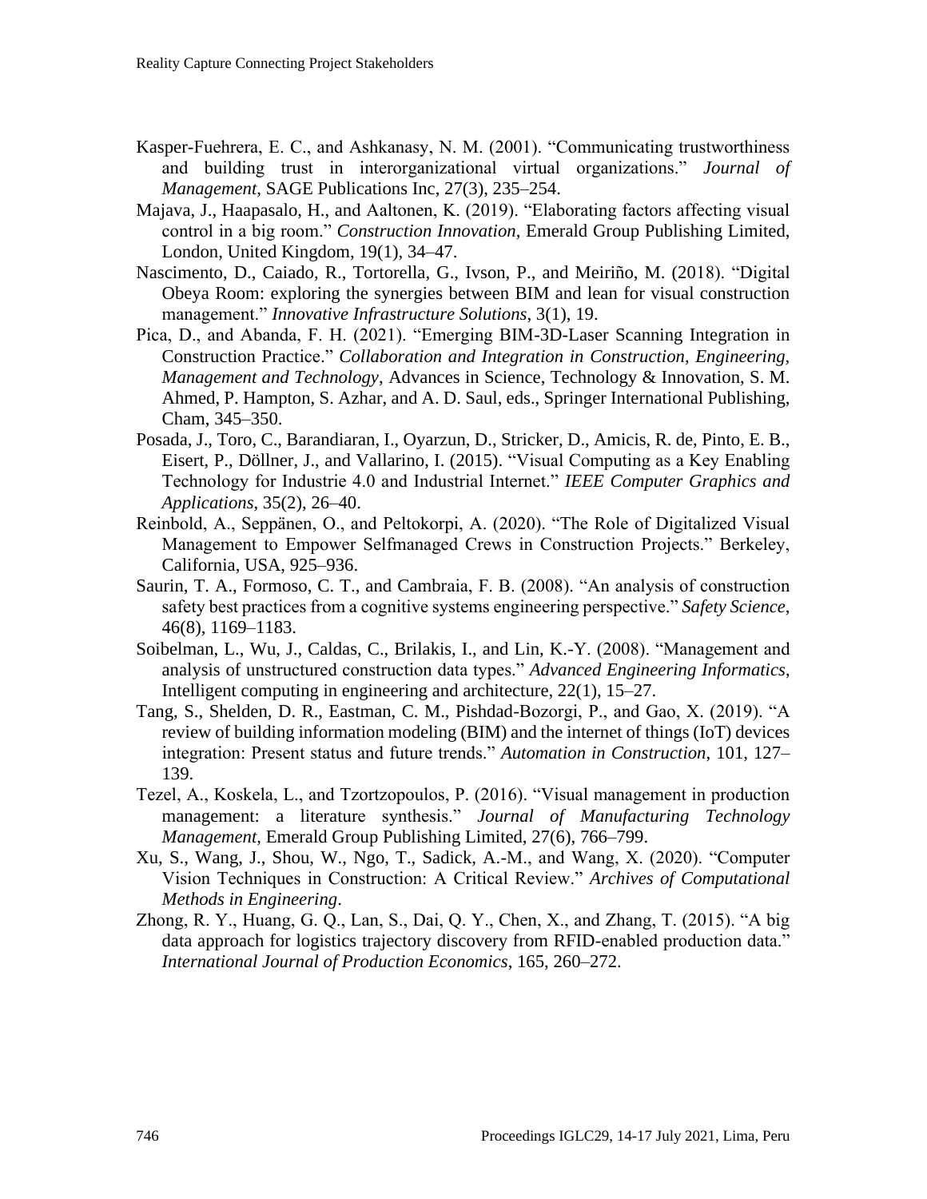Kasper-Fuehrera, E. C., and Ashkanasy, N. M. (2001). "Communicating trustworthiness and building trust in interorganizational virtual organizations." *Journal of Management*, SAGE Publications Inc, 27(3), 235–254.

Majava, J., Haapasalo, H., and Aaltonen, K. (2019). "Elaborating factors affecting visual control in a big room." *Construction Innovation*, Emerald Group Publishing Limited, London, United Kingdom, 19(1), 34–47.

Nascimento, D., Caiado, R., Tortorella, G., Ivson, P., and Meiriño, M. (2018). "Digital Obeya Room: exploring the synergies between BIM and lean for visual construction management." *Innovative Infrastructure Solutions*, 3(1), 19.

Pica, D., and Abanda, F. H. (2021). "Emerging BIM-3D-Laser Scanning Integration in Construction Practice." *Collaboration and Integration in Construction, Engineering, Management and Technology*, Advances in Science, Technology & Innovation, S. M. Ahmed, P. Hampton, S. Azhar, and A. D. Saul, eds., Springer International Publishing, Cham, 345–350.

Posada, J., Toro, C., Barandiaran, I., Oyarzun, D., Stricker, D., Amicis, R. de, Pinto, E. B., Eisert, P., Döllner, J., and Vallarino, I. (2015). "Visual Computing as a Key Enabling Technology for Industrie 4.0 and Industrial Internet." *IEEE Computer Graphics and Applications*, 35(2), 26–40.

Reinbold, A., Seppänen, O., and Peltokorpi, A. (2020). "The Role of Digitalized Visual Management to Empower Selfmanaged Crews in Construction Projects." Berkeley, California, USA, 925–936.

Saurin, T. A., Formoso, C. T., and Cambraia, F. B. (2008). "An analysis of construction safety best practices from a cognitive systems engineering perspective." *Safety Science*, 46(8), 1169–1183.

Soibelman, L., Wu, J., Caldas, C., Brilakis, I., and Lin, K.-Y. (2008). "Management and analysis of unstructured construction data types." *Advanced Engineering Informatics*, Intelligent computing in engineering and architecture, 22(1), 15–27.

Tang, S., Shelden, D. R., Eastman, C. M., Pishdad-Bozorgi, P., and Gao, X. (2019). "A review of building information modeling (BIM) and the internet of things (IoT) devices integration: Present status and future trends." *Automation in Construction*, 101, 127–139.

Tezel, A., Koskela, L., and Tzortzopoulos, P. (2016). "Visual management in production management: a literature synthesis." *Journal of Manufacturing Technology Management*, Emerald Group Publishing Limited, 27(6), 766–799.

Xu, S., Wang, J., Shou, W., Ngo, T., Sadick, A.-M., and Wang, X. (2020). "Computer Vision Techniques in Construction: A Critical Review." *Archives of Computational Methods in Engineering*.

Zhong, R. Y., Huang, G. Q., Lan, S., Dai, Q. Y., Chen, X., and Zhang, T. (2015). "A big data approach for logistics trajectory discovery from RFID-enabled production data." *International Journal of Production Economics*, 165, 260–272.